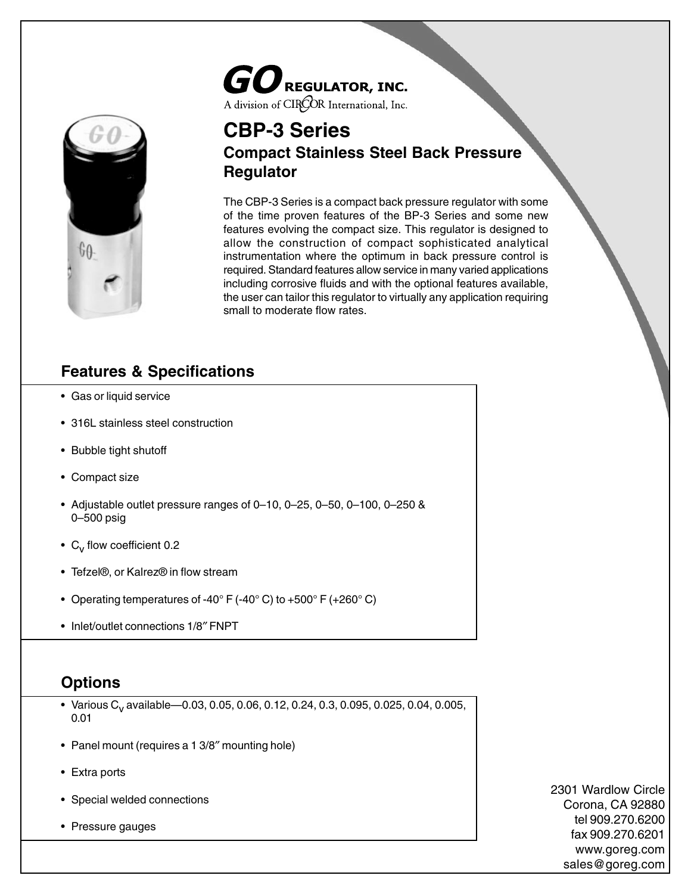**GO REGULATOR, INC.**
A division of CIRCOR International, Inc.

# CBP-3 Series

## Compact Stainless Steel Back Pressure Regulator

The CBP-3 Series is a compact back pressure regulator with some of the time proven features of the BP-3 Series and some new features evolving the compact size. This regulator is designed to allow the construction of compact sophisticated analytical instrumentation where the optimum in back pressure control is required. Standard features allow service in many varied applications including corrosive fluids and with the optional features available, the user can tailor this regulator to virtually any application requiring small to moderate flow rates.

## Features & Specifications

- Gas or liquid service
- 316L stainless steel construction
- Bubble tight shutoff
- Compact size
- Adjustable outlet pressure ranges of 0–10, 0–25, 0–50, 0–100, 0–250 & 0–500 psig
- $C_V$ flow coefficient 0.2
- Tefzel®, or Kalrez® in flow stream
- Operating temperatures of -40° F (-40° C) to +500° F (+260° C)
- Inlet/outlet connections 1/8″ FNPT

## Options

- Various $C_V$ available—0.03, 0.05, 0.06, 0.12, 0.24, 0.3, 0.095, 0.025, 0.04, 0.005, 0.01
- Panel mount (requires a 1 3/8″ mounting hole)
- Extra ports
- Special welded connections
- Pressure gauges

2301 Wardlow Circle
Corona, CA 92880
tel 909.270.6200
fax 909.270.6201
www.goreg.com
sales@goreg.com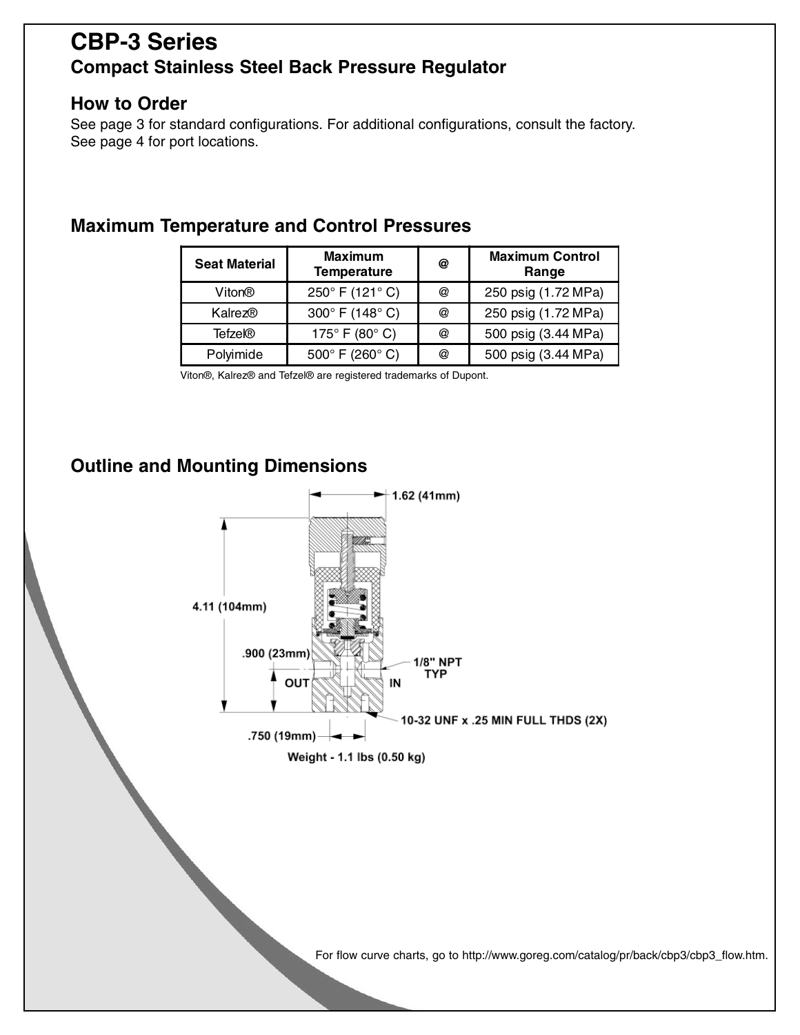# CBP-3 Series

## Compact Stainless Steel Back Pressure Regulator

### How to Order

See page 3 for standard configurations. For additional configurations, consult the factory.
See page 4 for port locations.

### Maximum Temperature and Control Pressures

| Seat Material | Maximum Temperature | @ | Maximum Control Range |
|---|---|---|---|
| Viton® | 250° F (121° C) | @ | 250 psig (1.72 MPa) |
| Kalrez® | 300° F (148° C) | @ | 250 psig (1.72 MPa) |
| Tefzel® | 175° F (80° C) | @ | 500 psig (3.44 MPa) |
| Polyimide | 500° F (260° C) | @ | 500 psig (3.44 MPa) |

Viton®, Kalrez® and Tefzel® are registered trademarks of Dupont.

### Outline and Mounting Dimensions

1.62 (41mm)

4.11 (104mm)

.900 (23mm)

OUT

IN

1/8" NPT TYP

10-32 UNF x .25 MIN FULL THDS (2X)

.750 (19mm)

Weight - 1.1 lbs (0.50 kg)

For flow curve charts, go to http://www.goreg.com/catalog/pr/back/cbp3/cbp3_flow.htm.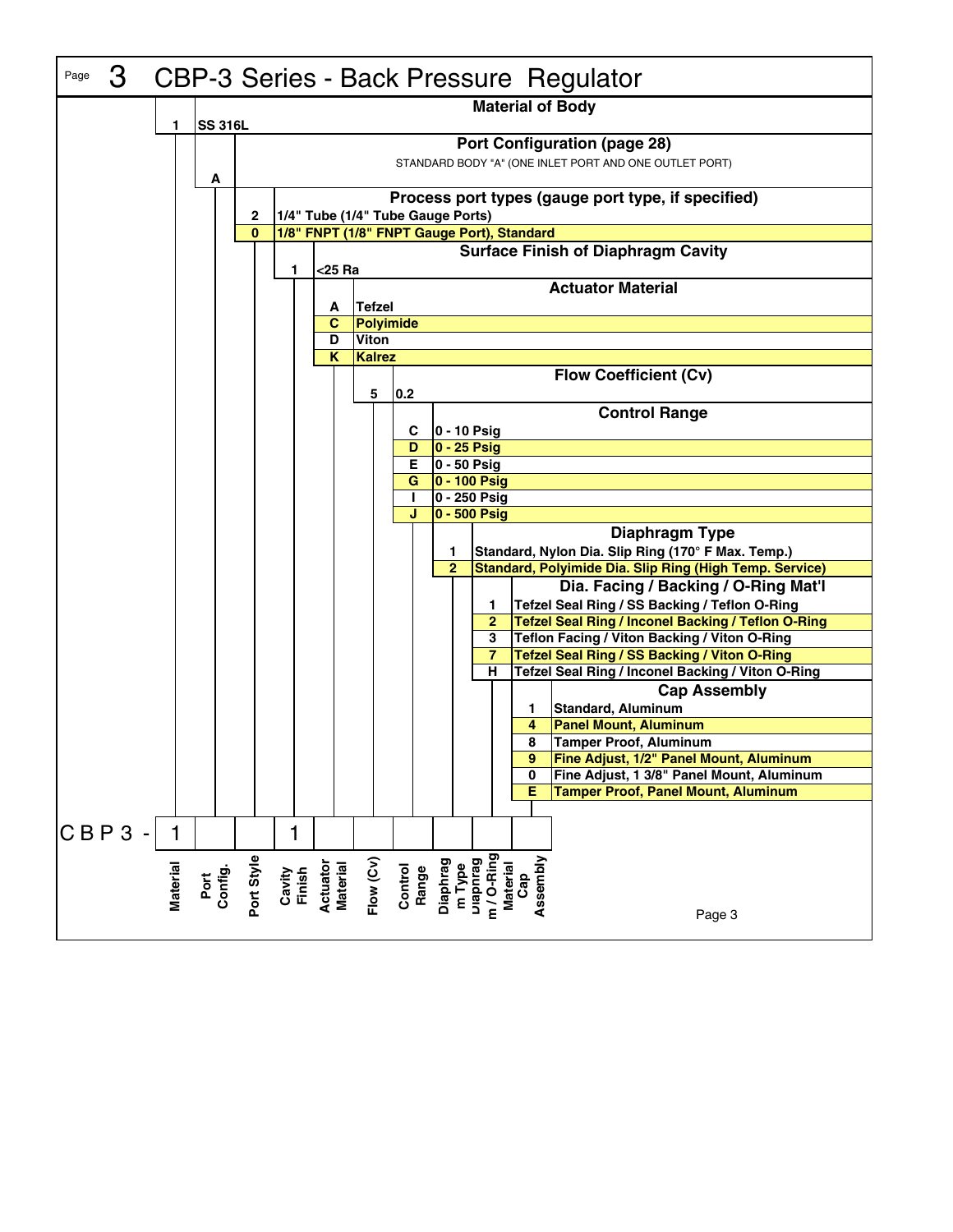# CBP-3 Series - Back Pressure Regulator

### Material of Body

| Code | Description |
|---|---|
| 1 | SS 316L |

### Port Configuration (page 28)

STANDARD BODY "A" (ONE INLET PORT AND ONE OUTLET PORT)

| Code | Description |
|---|---|
| A | |

### Process port types (gauge port type, if specified)

| Code | Description |
|---|---|
| 2 | 1/4" Tube (1/4" Tube Gauge Ports) |
| 0 | 1/8" FNPT (1/8" FNPT Gauge Port), Standard |

### Surface Finish of Diaphragm Cavity

| Code | Description |
|---|---|
| 1 | <25 Ra |

### Actuator Material

| Code | Description |
|---|---|
| A | Tefzel |
| C | Polyimide |
| D | Viton |
| K | Kalrez |

### Flow Coefficient (Cv)

| Code | Description |
|---|---|
| 5 | 0.2 |

### Control Range

| Code | Description |
|---|---|
| C | 0 - 10 Psig |
| D | 0 - 25 Psig |
| E | 0 - 50 Psig |
| G | 0 - 100 Psig |
| I | 0 - 250 Psig |
| J | 0 - 500 Psig |

### Diaphragm Type

| Code | Description |
|---|---|
| 1 | Standard, Nylon Dia. Slip Ring (170° F Max. Temp.) |
| 2 | Standard, Polyimide Dia. Slip Ring (High Temp. Service) |

### Dia. Facing / Backing / O-Ring Mat'l

| Code | Description |
|---|---|
| 1 | Tefzel Seal Ring / SS Backing / Teflon O-Ring |
| 2 | Tefzel Seal Ring / Inconel Backing / Teflon O-Ring |
| 3 | Teflon Facing / Viton Backing / Viton O-Ring |
| 7 | Tefzel Seal Ring / SS Backing / Viton O-Ring |
| H | Tefzel Seal Ring / Inconel Backing / Viton O-Ring |

### Cap Assembly

| Code | Description |
|---|---|
| 1 | Standard, Aluminum |
| 4 | Panel Mount, Aluminum |
| 8 | Tamper Proof, Aluminum |
| 9 | Fine Adjust, 1/2" Panel Mount, Aluminum |
| 0 | Fine Adjust, 1 3/8" Panel Mount, Aluminum |
| E | Tamper Proof, Panel Mount, Aluminum |

| CBP3 - | 1 | | | 1 | | | | | | |
|---|---|---|---|---|---|---|---|---|---|---|
| | Material | Port Config. | Port Style | Cavity Finish | Actuator Material | Flow (Cv) | Control Range | Diaphragm Type | Diaphragm / O-Ring Material | Cap Assembly |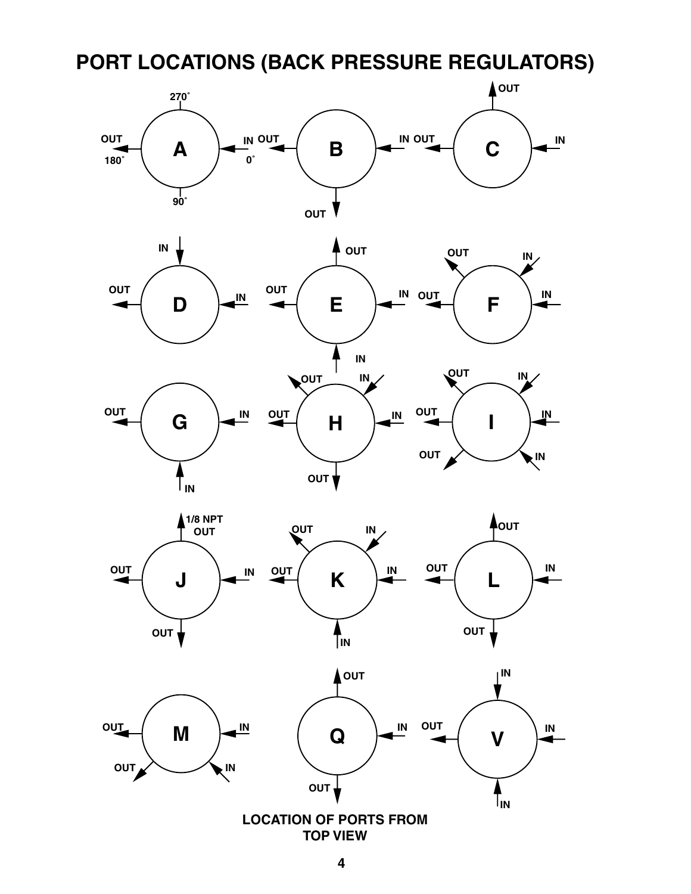# PORT LOCATIONS (BACK PRESSURE REGULATORS)

A
270˚
OUT
IN
180˚
0˚
90˚

B
OUT
IN
OUT

C
OUT
OUT
IN

D
IN
OUT
IN

E
OUT
OUT
IN
IN

F
OUT
IN
OUT
IN

G
OUT
IN
IN

H
OUT
IN
OUT
IN
OUT

I
OUT
IN
OUT
IN
OUT
IN

J
1/8 NPT
OUT
OUT
IN
OUT

K
OUT
IN
OUT
IN
IN

L
OUT
OUT
IN
OUT

M
OUT
IN
OUT
IN

Q
OUT
IN
OUT

V
IN
OUT
IN
IN

LOCATION OF PORTS FROM TOP VIEW